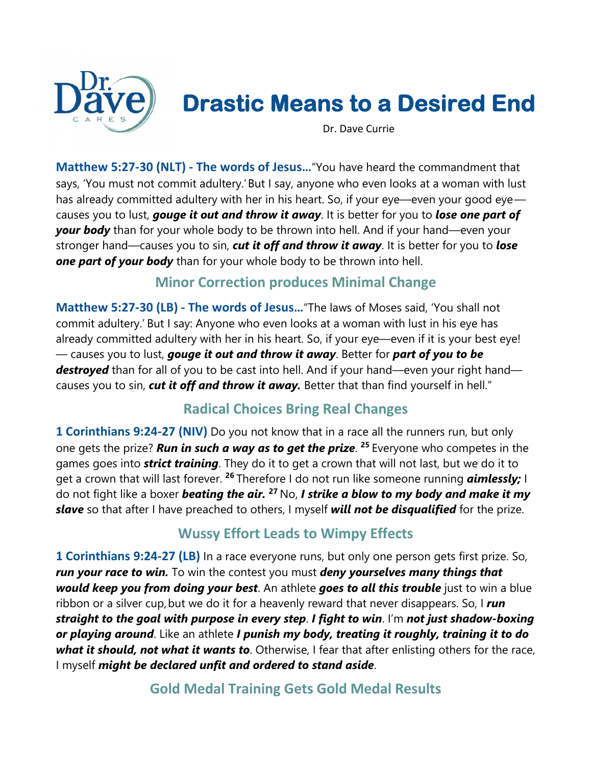# Drastic Means to a Desired End

Dr. Dave Currie

**Matthew 5:27-30 (NLT) - The words of Jesus…**"You have heard the commandment that says, 'You must not commit adultery.' But I say, anyone who even looks at a woman with lust has already committed adultery with her in his heart. So, if your eye—even your good eye—causes you to lust, ***gouge it out and throw it away***. It is better for you to ***lose one part of your body*** than for your whole body to be thrown into hell. And if your hand—even your stronger hand—causes you to sin, ***cut it off and throw it away***. It is better for you to ***lose one part of your body*** than for your whole body to be thrown into hell.

## Minor Correction produces Minimal Change

**Matthew 5:27-30 (LB) - The words of Jesus…**"The laws of Moses said, 'You shall not commit adultery.' But I say: Anyone who even looks at a woman with lust in his eye has already committed adultery with her in his heart. So, if your eye—even if it is your best eye!— causes you to lust, ***gouge it out and throw it away***. Better for ***part of you to be destroyed*** than for all of you to be cast into hell. And if your hand—even your right hand—causes you to sin, ***cut it off and throw it away.*** Better that than find yourself in hell."

## Radical Choices Bring Real Changes

**1 Corinthians 9:24-27 (NIV)** Do you not know that in a race all the runners run, but only one gets the prize? ***Run in such a way as to get the prize***. [25] Everyone who competes in the games goes into ***strict training***. They do it to get a crown that will not last, but we do it to get a crown that will last forever. [26] Therefore I do not run like someone running ***aimlessly;*** I do not fight like a boxer ***beating the air.*** [27] No, ***I strike a blow to my body and make it my slave*** so that after I have preached to others, I myself ***will not be disqualified*** for the prize.

## Wussy Effort Leads to Wimpy Effects

**1 Corinthians 9:24-27 (LB)** In a race everyone runs, but only one person gets first prize. So, ***run your race to win.*** To win the contest you must ***deny yourselves many things that would keep you from doing your best***. An athlete ***goes to all this trouble*** just to win a blue ribbon or a silver cup, but we do it for a heavenly reward that never disappears. So, I ***run straight to the goal with purpose in every step***. ***I fight to win***. I'm ***not just shadow-boxing or playing around***. Like an athlete ***I punish my body, treating it roughly, training it to do what it should, not what it wants to***. Otherwise, I fear that after enlisting others for the race, I myself ***might be declared unfit and ordered to stand aside***.

## Gold Medal Training Gets Gold Medal Results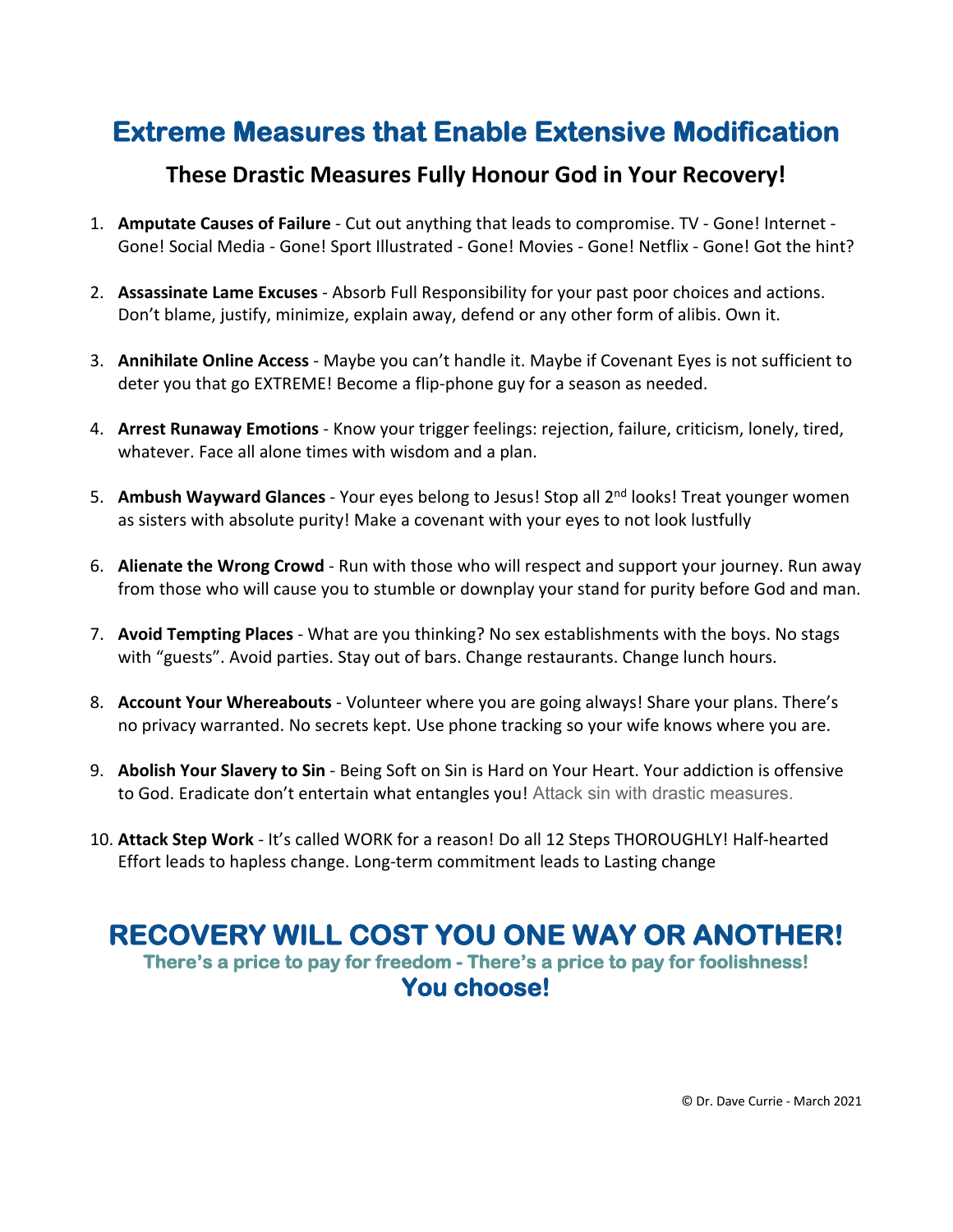# Extreme Measures that Enable Extensive Modification

## These Drastic Measures Fully Honour God in Your Recovery!

1. **Amputate Causes of Failure** - Cut out anything that leads to compromise. TV - Gone! Internet - Gone! Social Media - Gone! Sport Illustrated - Gone! Movies - Gone! Netflix - Gone! Got the hint?

2. **Assassinate Lame Excuses** - Absorb Full Responsibility for your past poor choices and actions. Don't blame, justify, minimize, explain away, defend or any other form of alibis. Own it.

3. **Annihilate Online Access** - Maybe you can't handle it. Maybe if Covenant Eyes is not sufficient to deter you that go EXTREME! Become a flip-phone guy for a season as needed.

4. **Arrest Runaway Emotions** - Know your trigger feelings: rejection, failure, criticism, lonely, tired, whatever. Face all alone times with wisdom and a plan.

5. **Ambush Wayward Glances** - Your eyes belong to Jesus! Stop all 2nd looks! Treat younger women as sisters with absolute purity! Make a covenant with your eyes to not look lustfully

6. **Alienate the Wrong Crowd** - Run with those who will respect and support your journey. Run away from those who will cause you to stumble or downplay your stand for purity before God and man.

7. **Avoid Tempting Places** - What are you thinking? No sex establishments with the boys. No stags with "guests". Avoid parties. Stay out of bars. Change restaurants. Change lunch hours.

8. **Account Your Whereabouts** - Volunteer where you are going always! Share your plans. There's no privacy warranted. No secrets kept. Use phone tracking so your wife knows where you are.

9. **Abolish Your Slavery to Sin** - Being Soft on Sin is Hard on Your Heart. Your addiction is offensive to God. Eradicate don't entertain what entangles you! Attack sin with drastic measures.

10. **Attack Step Work** - It's called WORK for a reason! Do all 12 Steps THOROUGHLY! Half-hearted Effort leads to hapless change. Long-term commitment leads to Lasting change

## RECOVERY WILL COST YOU ONE WAY OR ANOTHER!

**There's a price to pay for freedom - There's a price to pay for foolishness!**

**You choose!**

© Dr. Dave Currie - March 2021